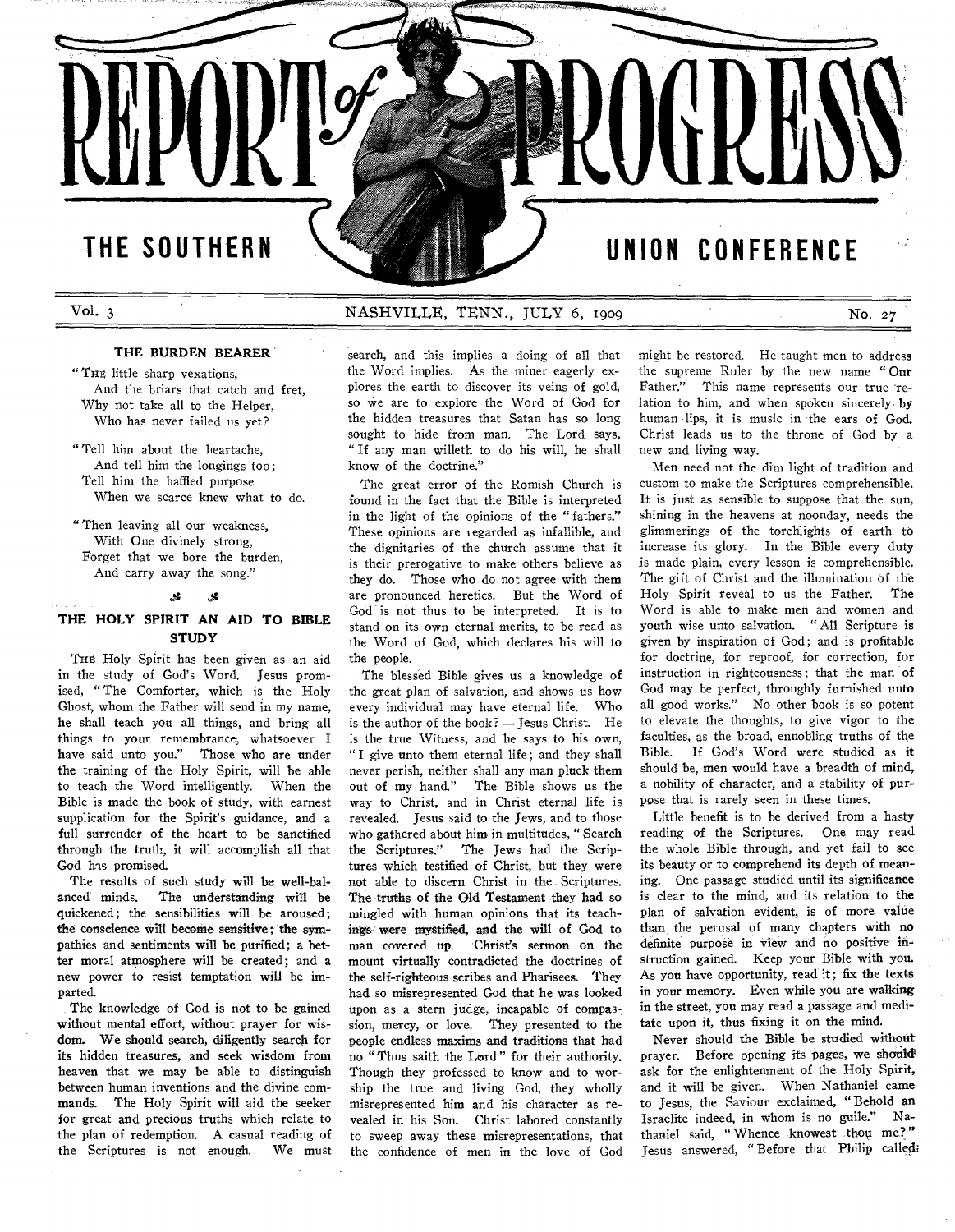# REPORT of PROGRESS

## THE SOUTHERN UNION CONFERENCE

Vol. 3 NASHVILLE, TENN., JULY 6, 1909 No. 27

### THE BURDEN BEARER

"The little sharp vexations,
And the briars that catch and fret,
Why not take all to the Helper,
Who has never failed us yet?

"Tell him about the heartache,
And tell him the longings too;
Tell him the baffled purpose
When we scarce knew what to do.

"Then leaving all our weakness,
With One divinely strong,
Forget that we bore the burden,
And carry away the song."

### THE HOLY SPIRIT AN AID TO BIBLE STUDY

The Holy Spirit has been given as an aid in the study of God's Word. Jesus promised, "The Comforter, which is the Holy Ghost, whom the Father will send in my name, he shall teach you all things, and bring all things to your remembrance, whatsoever I have said unto you." Those who are under the training of the Holy Spirit, will be able to teach the Word intelligently. When the Bible is made the book of study, with earnest supplication for the Spirit's guidance, and a full surrender of the heart to be sanctified through the truth, it will accomplish all that God has promised.

The results of such study will be well-balanced minds. The understanding will be quickened; the sensibilities will be aroused; the conscience will become sensitive; the sympathies and sentiments will be purified; a better moral atmosphere will be created; and a new power to resist temptation will be imparted.

The knowledge of God is not to be gained without mental effort, without prayer for wisdom. We should search, diligently search for its hidden treasures, and seek wisdom from heaven that we may be able to distinguish between human inventions and the divine commands. The Holy Spirit will aid the seeker for great and precious truths which relate to the plan of redemption. A casual reading of the Scriptures is not enough. We must search, and this implies a doing of all that the Word implies. As the miner eagerly explores the earth to discover its veins of gold, so we are to explore the Word of God for the hidden treasures that Satan has so long sought to hide from man. The Lord says, "If any man willeth to do his will, he shall know of the doctrine."

The great error of the Romish Church is found in the fact that the Bible is interpreted in the light of the opinions of the "fathers." These opinions are regarded as infallible, and the dignitaries of the church assume that it is their prerogative to make others believe as they do. Those who do not agree with them are pronounced heretics. But the Word of God is not thus to be interpreted. It is to stand on its own eternal merits, to be read as the Word of God, which declares his will to the people.

The blessed Bible gives us a knowledge of the great plan of salvation, and shows us how every individual may have eternal life. Who is the author of the book? — Jesus Christ. He is the true Witness, and he says to his own, "I give unto them eternal life; and they shall never perish, neither shall any man pluck them out of my hand." The Bible shows us the way to Christ, and in Christ eternal life is revealed. Jesus said to the Jews, and to those who gathered about him in multitudes, "Search the Scriptures." The Jews had the Scriptures which testified of Christ, but they were not able to discern Christ in the Scriptures. The truths of the Old Testament they had so mingled with human opinions that its teachings were mystified, and the will of God to man covered up. Christ's sermon on the mount virtually contradicted the doctrines of the self-righteous scribes and Pharisees. They had so misrepresented God that he was looked upon as a stern judge, incapable of compassion, mercy, or love. They presented to the people endless maxims and traditions that had no "Thus saith the Lord" for their authority. Though they professed to know and to worship the true and living God, they wholly misrepresented him and his character as revealed in his Son. Christ labored constantly to sweep away these misrepresentations, that the confidence of men in the love of God might be restored. He taught men to address the supreme Ruler by the new name "Our Father." This name represents our true relation to him, and when spoken sincerely by human lips, it is music in the ears of God. Christ leads us to the throne of God by a new and living way.

Men need not the dim light of tradition and custom to make the Scriptures comprehensible. It is just as sensible to suppose that the sun, shining in the heavens at noonday, needs the glimmerings of the torchlights of earth to increase its glory. In the Bible every duty is made plain, every lesson is comprehensible. The gift of Christ and the illumination of the Holy Spirit reveal to us the Father. The Word is able to make men and women and youth wise unto salvation. "All Scripture is given by inspiration of God; and is profitable for doctrine, for reproof, for correction, for instruction in righteousness; that the man of God may be perfect, throughly furnished unto all good works." No other book is so potent to elevate the thoughts, to give vigor to the faculties, as the broad, ennobling truths of the Bible. If God's Word were studied as it should be, men would have a breadth of mind, a nobility of character, and a stability of purpose that is rarely seen in these times.

Little benefit is to be derived from a hasty reading of the Scriptures. One may read the whole Bible through, and yet fail to see its beauty or to comprehend its depth of meaning. One passage studied until its significance is clear to the mind, and its relation to the plan of salvation evident, is of more value than the perusal of many chapters with no definite purpose in view and no positive instruction gained. Keep your Bible with you. As you have opportunity, read it; fix the texts in your memory. Even while you are walking in the street, you may read a passage and meditate upon it, thus fixing it on the mind.

Never should the Bible be studied without prayer. Before opening its pages, we should ask for the enlightenment of the Holy Spirit, and it will be given. When Nathaniel came to Jesus, the Saviour exclaimed, "Behold an Israelite indeed, in whom is no guile." Nathaniel said, "Whence knowest thou me?" Jesus answered, "Before that Philip called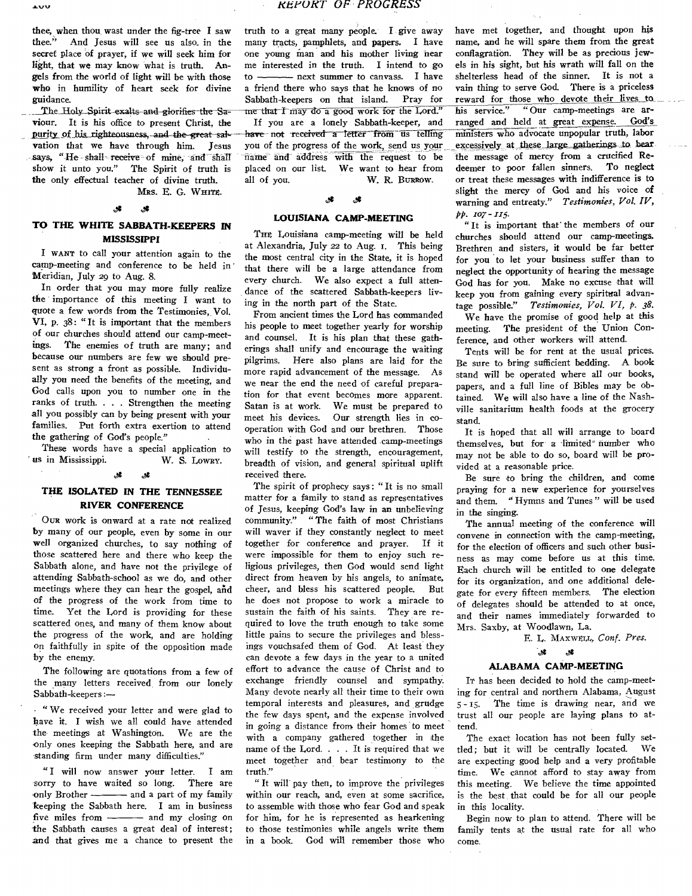thee, when thou wast under the fig-tree I saw thee." And Jesus will see us also in the secret place of prayer, if we will seek him for light, that we may know what is truth. Angels from the world of light will be with those who in humility of heart seek for divine guidance.

The Holy Spirit exalts and glorifies the Saviour. It is his office to present Christ, the purity of his righteousness, and the great salvation that we have through him. Jesus says, "He shall receive of mine, and shall show it unto you." The Spirit of truth is the only effectual teacher of divine truth.

MRS. E. G. WHITE.

## TO THE WHITE SABBATH-KEEPERS IN MISSISSIPPI

I WANT to call your attention again to the camp-meeting and conference to be held in Meridian, July 29 to Aug. 8.

In order that you may more fully realize the importance of this meeting I want to quote a few words from the Testimonies, Vol. VI, p. 38: "It is important that the members of our churches should attend our camp-meetings. The enemies of truth are many; and because our numbers are few we should present as strong a front as possible. Individually you need the benefits of the meeting, and God calls upon you to number one in the ranks of truth. . . . Strengthen the meeting all you possibly can by being present with your families. Put forth extra exertion to attend the gathering of God's people."

These words have a special application to us in Mississippi.

W. S. LOWRY.

## THE ISOLATED IN THE TENNESSEE RIVER CONFERENCE

OUR work is onward at a rate not realized by many of our people, even by some in our well organized churches, to say nothing of those scattered here and there who keep the Sabbath alone, and have not the privilege of attending Sabbath-school as we do, and other meetings where they can hear the gospel, and of the progress of the work from time to time. Yet the Lord is providing for these scattered ones, and many of them know about the progress of the work, and are holding on faithfully in spite of the opposition made by the enemy.

The following are quotations from a few of the many letters received from our lonely Sabbath-keepers:—

"We received your letter and were glad to have it. I wish we all could have attended the meetings at Washington. We are the only ones keeping the Sabbath here, and are standing firm under many difficulties."

"I will now answer your letter. I am sorry to have waited so long. There are only Brother ——— and a part of my family keeping the Sabbath here. I am in business five miles from ——— and my closing on the Sabbath causes a great deal of interest; and that gives me a chance to present the truth to a great many people. I give away many tracts, pamphlets, and papers. I have one young man and his mother living near me interested in the truth. I intend to go to ——— next summer to canvass. I have a friend there who says that he knows of no Sabbath-keepers on that island. Pray for me that I may do a good work for the Lord."

If you are a lonely Sabbath-keeper, and have not received a letter from us telling you of the progress of the work, send us your name and address with the request to be placed on our list. We want to hear from all of you.

W. R. BURROW.

## LOUISIANA CAMP-MEETING

THE Louisiana camp-meeting will be held at Alexandria, July 22 to Aug. 1. This being the most central city in the State, it is hoped that there will be a large attendance from every church. We also expect a full attendance of the scattered Sabbath-keepers living in the north part of the State.

From ancient times the Lord has commanded his people to meet together yearly for worship and counsel. It is his plan that these gatherings shall unify and encourage the waiting pilgrims. Here also plans are laid for the more rapid advancement of the message. As we near the end the need of careful preparation for that event becomes more apparent. Satan is at work. We must be prepared to meet his devices. Our strength lies in cooperation with God and our brethren. Those who in the past have attended camp-meetings will testify to the strength, encouragement, breadth of vision, and general spiritual uplift received there.

The spirit of prophecy says: "It is no small matter for a family to stand as representatives of Jesus, keeping God's law in an unbelieving community." "The faith of most Christians will waver if they constantly neglect to meet together for conference and prayer. If it were impossible for them to enjoy such religious privileges, then God would send light direct from heaven by his angels, to animate, cheer, and bless his scattered people. But he does not propose to work a miracle to sustain the faith of his saints. They are required to love the truth enough to take some little pains to secure the privileges and blessings vouchsafed them of God. At least they can devote a few days in the year to a united effort to advance the cause of Christ and to exchange friendly counsel and sympathy. Many devote nearly all their time to their own temporal interests and pleasures, and grudge the few days spent, and the expense involved in going a distance from their homes to meet with a company gathered together in the name of the Lord. . . . It is required that we meet together and bear testimony to the truth."

"It will pay then, to improve the privileges within our reach, and, even at some sacrifice, to assemble with those who fear God and speak for him, for he is represented as hearkening to those testimonies while angels write them in a book. God will remember those who have met together, and thought upon his name, and he will spare them from the great conflagration. They will be as precious jewels in his sight, but his wrath will fall on the shelterless head of the sinner. It is not a vain thing to serve God. There is a priceless reward for those who devote their lives to his service." "Our camp-meetings are arranged and held at great expense. God's ministers who advocate unpopular truth, labor excessively at these large gatherings to bear the message of mercy from a crucified Redeemer to poor fallen sinners. To neglect or treat these messages with indifference is to slight the mercy of God and his voice of warning and entreaty." *Testimonies, Vol. IV, pp. 107-115.*

"It is important that the members of our churches should attend our camp-meetings. Brethren and sisters, it would be far better for you to let your business suffer than to neglect the opportunity of hearing the message God has for you. Make no excuse that will keep you from gaining every spiritual advantage possible." *Testimonies, Vol. VI, p. 38.*

We have the promise of good help at this meeting. The president of the Union Conference, and other workers will attend.

Tents will be for rent at the usual prices. Be sure to bring sufficient bedding. A book stand will be operated where all our books, papers, and a full line of Bibles may be obtained. We will also have a line of the Nashville sanitarium health foods at the grocery stand.

It is hoped that all will arrange to board themselves, but for a limited number who may not be able to do so, board will be provided at a reasonable price.

Be sure to bring the children, and come praying for a new experience for yourselves and them. "Hymns and Tunes" will be used in the singing.

The annual meeting of the conference will convene in connection with the camp-meeting, for the election of officers and such other business as may come before us at this time. Each church will be entitled to one delegate for its organization, and one additional delegate for every fifteen members. The election of delegates should be attended to at once, and their names immediately forwarded to Mrs. Saxby, at Woodlawn, La.

E. L. MAXWELL, *Conf. Pres.*

## ALABAMA CAMP-MEETING

IT has been decided to hold the camp-meeting for central and northern Alabama, August 5-15. The time is drawing near, and we trust all our people are laying plans to attend.

The exact location has not been fully settled; but it will be centrally located. We are expecting good help and a very profitable time. We cannot afford to stay away from this meeting. We believe the time appointed is the best that could be for all our people in this locality.

Begin now to plan to attend. There will be family tents at the usual rate for all who come.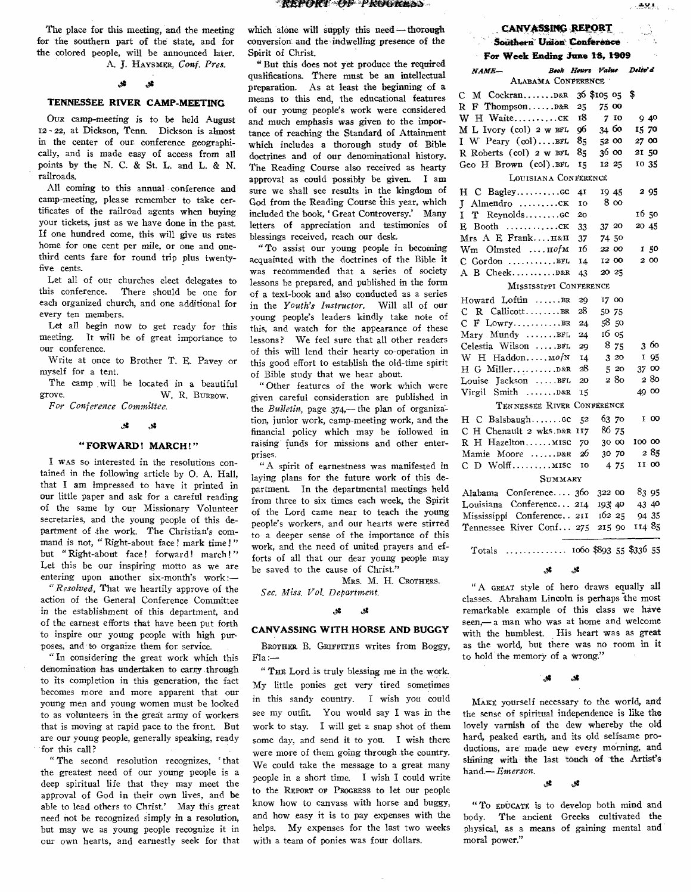The place for this meeting, and the meeting for the southern part of the state, and for the colored people, will be announced later.

A. J. HAYSMER, *Conf. Pres.*

## TENNESSEE RIVER CAMP-MEETING

OUR camp-meeting is to be held August 12-22, at Dickson, Tenn. Dickson is almost in the center of our conference geographically, and is made easy of access from all points by the N. C. & St. L. and L. & N. railroads.

All coming to this annual conference and camp-meeting, please remember to take certificates of the railroad agents when buying your tickets, just as we have done in the past. If one hundred come, this will give us rates home for one cent per mile, or one and one-third cents fare for round trip plus twenty-five cents.

Let all of our churches elect delegates to this conference. There should be one for each organized church, and one additional for every ten members.

Let all begin now to get ready for this meeting. It will be of great importance to our conference.

Write at once to Brother T. E. Pavey or myself for a tent.

The camp will be located in a beautiful grove.

W. R. BURROW.

*For Conference Committee.*

## "FORWARD! MARCH!"

I WAS so interested in the resolutions contained in the following article by O. A. Hall, that I am impressed to have it printed in our little paper and ask for a careful reading of the same by our Missionary Volunteer secretaries, and the young people of this department of the work. The Christian's command is not, "Right-about face! mark time!" but "Right-about face! forward! march!" Let this be our inspiring motto as we are entering upon another six-month's work:—

"*Resolved,* That we heartily approve of the action of the General Conference Committee in the establishment of this department, and of the earnest efforts that have been put forth to inspire our young people with high purposes, and to organize them for service.

"In considering the great work which this denomination has undertaken to carry through to its completion in this generation, the fact becomes more and more apparent that our young men and young women must be looked to as volunteers in the great army of workers that is moving at rapid pace to the front. But are our young people, generally speaking, ready for this call?

"The second resolution recognizes, 'that the greatest need of our young people is a deep spiritual life that they may meet the approval of God in their own lives, and be able to lead others to Christ.' May this great need not be recognized simply in a resolution, but may we as young people recognize it in our own hearts, and earnestly seek for that which alone will supply this need—thorough conversion and the indwelling presence of the Spirit of Christ.

"But this does not yet produce the required qualifications. There must be an intellectual preparation. As at least the beginning of a means to this end, the educational features of our young people's work were considered and much emphasis was given to the importance of reaching the Standard of Attainment which includes a thorough study of Bible doctrines and of our denominational history. The Reading Course also received as hearty approval as could possibly be given. I am sure we shall see results in the kingdom of God from the Reading Course this year, which included the book, 'Great Controversy.' Many letters of appreciation and testimonies of blessings received, reach our desk.

"To assist our young people in becoming acquainted with the doctrines of the Bible it was recommended that a series of society lessons be prepared, and published in the form of a text-book and also conducted as a series in the *Youth's Instructor*. Will all of our young people's leaders kindly take note of this, and watch for the appearance of these lessons? We feel sure that all other readers of this will lend their hearty co-operation in this good effort to establish the old-time spirit of Bible study that we hear about.

"Other features of the work which were given careful consideration are published in the *Bulletin*, page 374,—the plan of organization, junior work, camp-meeting work, and the financial policy which may be followed in raising funds for missions and other enterprises.

"A spirit of earnestness was manifested in laying plans for the future work of this department. In the departmental meetings held from three to six times each week, the Spirit of the Lord came near to teach the young people's workers, and our hearts were stirred to a deeper sense of the importance of this work, and the need of united prayers and efforts of all that our dear young people may be saved to the cause of Christ."

MRS. M. H. CROTHERS.

*Sec. Miss. Vol. Department.*

## CANVASSING WITH HORSE AND BUGGY

BROTHER B. GRIFFITHS writes from Boggy, Fla:—

"THE Lord is truly blessing me in the work. My little ponies get very tired sometimes in this sandy country. I wish you could see my outfit. You would say I was in the work to stay. I will get a snap shot of them some day, and send it to you. I wish there were more of them going through the country. We could take the message to a great many people in a short time. I wish I could write to the REPORT OF PROGRESS to let our people know how to canvass with horse and buggy, and how easy it is to pay expenses with the helps. My expenses for the last two weeks with a team of ponies was four dollars.

## CANVASSING REPORT

### Southern Union Conference

### For Week Ending June 18, 1909

| NAME— | Book | Hours | Value | Deliv'd |
|---|---|---|---|---|
| **ALABAMA CONFERENCE** | | | | |
| C M Cockran | D&R | 36 | $105 05 | $ |
| R F Thompson | D&R | 25 | 75 00 | |
| W H Waite | CK | 18 | 7 10 | 9 40 |
| M L Ivory (col) 2 w | BFL | 96 | 34 60 | 15 70 |
| I W Peary (col) | BFL | 85 | 52 00 | 27 00 |
| R Roberts (col) 2 w | BFL | 85 | 36 00 | 21 50 |
| Geo H Brown (col) | BFL | 15 | 12 25 | 10 35 |
| **LOUISIANA CONFERENCE** | | | | |
| H C Bagley | GC | 41 | 19 45 | 2 95 |
| J Almendro | CK | 10 | 8 00 | |
| I T Reynolds | GC | 20 | | 16 50 |
| E Booth | CK | 33 | 37 20 | 20 45 |
| Mrs A E Frank | H&H | 37 | 74 50 | |
| Wm Olmsted | HofM | 16 | 22 00 | 1 50 |
| C Gordon | BFL | 14 | 12 00 | 2 00 |
| A B Cheek | D&R | 43 | 20 25 | |
| **MISSISSIPPI CONFERENCE** | | | | |
| Howard Loftin | BR | 29 | 17 00 | |
| C R Callicott | BR | 28 | 50 75 | |
| C F Lowry | BR | 24 | 58 50 | |
| Mary Mundy | BFL | 24 | 16 05 | |
| Celestia Wilson | BFL | 29 | 8 75 | 3 60 |
| W H Haddon | MofN | 14 | 3 20 | 1 95 |
| H G Miller | D&R | 28 | 5 20 | 37 00 |
| Louise Jackson | BFL | 20 | 2 80 | 2 80 |
| Virgil Smith | D&R | 15 | | 49 00 |
| **TENNESSEE RIVER CONFERENCE** | | | | |
| H C Balsbaugh | GC | 52 | 63 70 | 1 00 |
| C H Chenault 2 wks | D&R | 117 | 86 75 | |
| R H Hazelton | MISC | 70 | 30 00 | 100 00 |
| Mamie Moore | D&R | 26 | 30 70 | 2 85 |
| C D Wolff | MISC | 10 | 4 75 | 11 00 |
| **SUMMARY** | | | | |
| Alabama Conference | | 360 | 322 00 | 83 95 |
| Louisiana Conference | | 214 | 193 40 | 43 40 |
| Mississippi Conference | | 211 | 162 25 | 94 35 |
| Tennessee River Conf | | 275 | 215 90 | 114 85 |
| Totals | | 1060 | $893 55 | $336 55 |

"A GREAT style of hero draws equally all classes. Abraham Lincoln is perhaps the most remarkable example of this class we have seen,—a man who was at home and welcome with the humblest. His heart was as great as the world, but there was no room in it to hold the memory of a wrong."

MAKE yourself necessary to the world, and the sense of spiritual independence is like the lovely varnish of the dew whereby the old hard, peaked earth, and its old selfsame productions, are made new every morning, and shining with the last touch of the Artist's hand.—*Emerson.*

"TO EDUCATE is to develop both mind and body. The ancient Greeks cultivated the physical, as a means of gaining mental and moral power."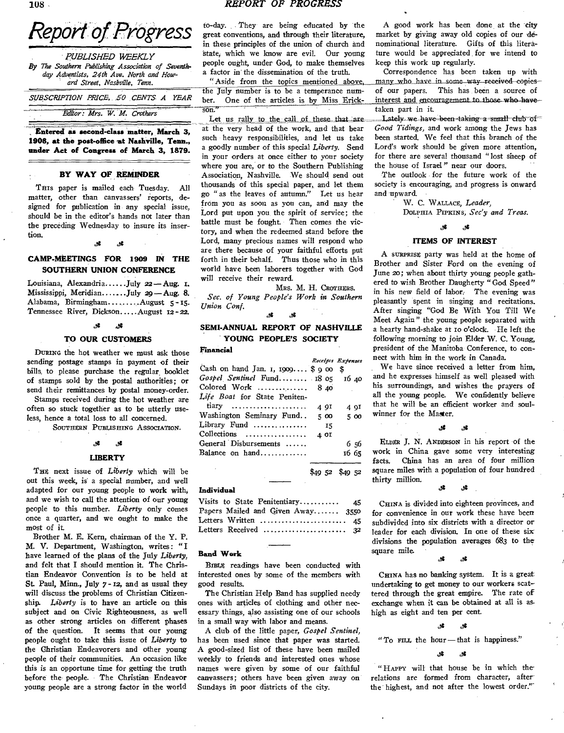# Report of Progress

*PUBLISHED WEEKLY*

*By The Southern Publishing Association of Seventh-day Adventists, 24th Ave. North and Howard Street, Nashville, Tenn.*

*SUBSCRIPTION PRICE, 50 CENTS A YEAR*

*Editor: Mrs. W. M. Crothers*

**Entered as second-class matter, March 3, 1908, at the post-office at Nashville, Tenn., under Act of Congress of March 3, 1879.**

## BY WAY OF REMINDER

THIS paper is mailed each Tuesday. All matter, other than canvassers' reports, designed for publication in any special issue, should be in the editor's hands not later than the preceding Wednesday to insure its insertion.

## CAMP-MEETINGS FOR 1909 IN THE SOUTHERN UNION CONFERENCE

Louisiana, Alexandria......July 22—Aug. 1.
Mississippi, Meridian.......July 29—Aug. 8.
Alabama, Birmingham..........August 5-15.
Tennessee River, Dickson.....August 12-22.

## TO OUR CUSTOMERS

DURING the hot weather we must ask those sending postage stamps in payment of their bills to please purchase the regular booklet of stamps sold by the postal authorities; or send their remittances by postal money-order.

Stamps received during the hot weather are often so stuck together as to be utterly useless, hence a total loss to all concerned.

SOUTHERN PUBLISHING ASSOCIATION.

## LIBERTY

THE next issue of *Liberty* which will be out this week, is a special number, and well adapted for our young people to work with, and we wish to call the attention of our young people to this number. *Liberty* only comes once a quarter, and we ought to make the most of it.

Brother M. E. Kern, chairman of the Y. P. M. V. Department, Washington, writes: "I have learned of the plans of the July *Liberty*, and felt that I should mention it. The Christian Endeavor Convention is to be held at St. Paul, Minn., July 7-12, and as usual they will discuss the problems of Christian Citizenship. *Liberty* is to have an article on this subject and on Civic Righteousness, as well as other strong articles on different phases of the question. It seems that our young people ought to take this issue of *Liberty* to the Christian Endeavorers and other young people of their communities. An occasion like this is an opportune time for getting the truth before the people. The Christian Endeavor young people are a strong factor in the world to-day. They are being educated by the great conventions, and through their literature, in these principles of the union of church and state, which we know are evil. Our young people ought, under God, to make themselves a factor in the dissemination of the truth.

"Aside from the topics mentioned above, the July number is to be a temperance number. One of the articles is by Miss Erickson."

Let us rally to the call of these that are at the very head of the work, and that bear such heavy responsibilities, and let us take a goodly number of this special *Liberty*. Send in your orders at once either to your society where you are, or to the Southern Publishing Association, Nashville. We should send out thousands of this special paper, and let them go "as the leaves of autumn." Let us hear from you as soon as you can, and may the Lord put upon you the spirit of service; the battle must be fought. Then comes the victory, and when the redeemed stand before the Lord, many precious names will respond who are there because of your faithful efforts put forth in their behalf. Thus those who in this world have been laborers together with God will receive their reward.

MRS. M. H. CROTHERS.

*Sec. of Young People's Work in Southern Union Conf.*

## SEMI-ANNUAL REPORT OF NASHVILLE YOUNG PEOPLE'S SOCIETY

**Financial**

| | *Receipts* | *Expenses* |
|---|---|---|
| Cash on hand Jan. 1, 1909.... | $9 00 | $ |
| *Gospel Sentinel* Fund........ | 18 05 | 16 40 |
| Colored Work .............. | 8 40 | |
| *Life Boat* for State Penitentiary .................... | 4 91 | 4 91 |
| Washington Seminary Fund.. | 5 00 | 5 00 |
| Library Fund .............. | 15 | |
| Collections ................ | 4 01 | |
| General Disbursements ...... | | 6 56 |
| Balance on hand............ | | 16 65 |
| | $49 52 | $49 52 |

**Individual**

| | |
|---|---|
| Visits to State Penitentiary........... | 45 |
| Papers Mailed and Given Away....... | 3550 |
| Letters Written ...................... | 45 |
| Letters Received ..................... | 32 |

**Band Work**

BIBLE readings have been conducted with interested ones by some of the members with good results.

The Christian Help Band has supplied needy ones with articles of clothing and other necessary things, also assisting one of our schools in a small way with labor and means.

A club of the little paper, *Gospel Sentinel*, has been used since that paper was started. A good-sized list of these have been mailed weekly to friends and interested ones whose names were given by some of our faithful canvassers; others have been given away on Sundays in poor districts of the city.

A good work has been done at the city market by giving away old copies of our denominational literature. Gifts of this literature would be appreciated for we intend to keep this work up regularly.

Correspondence has been taken up with many who have in some way received copies of our papers. This has been a source of interest and encouragement to those who have taken part in it.

Lately we have been taking a small club of *Good Tidings*, and work among the Jews has been started. We feel that this branch of the Lord's work should be given more attention, for there are several thousand "lost sheep of the house of Israel" near our doors.

The outlook for the future work of the society is encouraging, and progress is onward and upward.

W. C. WALLACE, *Leader*,
DOLPHIA PIPKINS, *Sec'y and Treas.*

## ITEMS OF INTEREST

A SURPRISE party was held at the home of Brother and Sister Ford on the evening of June 20; when about thirty young people gathered to wish Brother Daugherty "God Speed" in his new field of labor. The evening was pleasantly spent in singing and recitations. After singing "God Be With You Till We Meet Again" the young people separated with a hearty hand-shake at 10 o'clock. He left the following morning to join Elder W. C. Young, president of the Manitoba Conference, to connect with him in the work in Canada.

We have since received a letter from him, and he expresses himself as well pleased with his surroundings, and wishes the prayers of all the young people. We confidently believe that he will be an efficient worker and soul-winner for the Master.

ELDER J. N. ANDERSON in his report of the work in China gave some very interesting facts. China has an area of four million square miles with a population of four hundred thirty million.

CHINA is divided into eighteen provinces, and for convenience in our work these have been subdivided into six districts with a director or leader for each division. In one of these six divisions the population averages 683 to the square mile.

CHINA has no banking system. It is a great undertaking to get money to our workers scattered through the great empire. The rate of exchange when it can be obtained at all is as high as eight and ten per cent.

"TO FILL the hour—that is happiness."

"HAPPY will that house be in which the relations are formed from character, after the highest, and not after the lowest order."